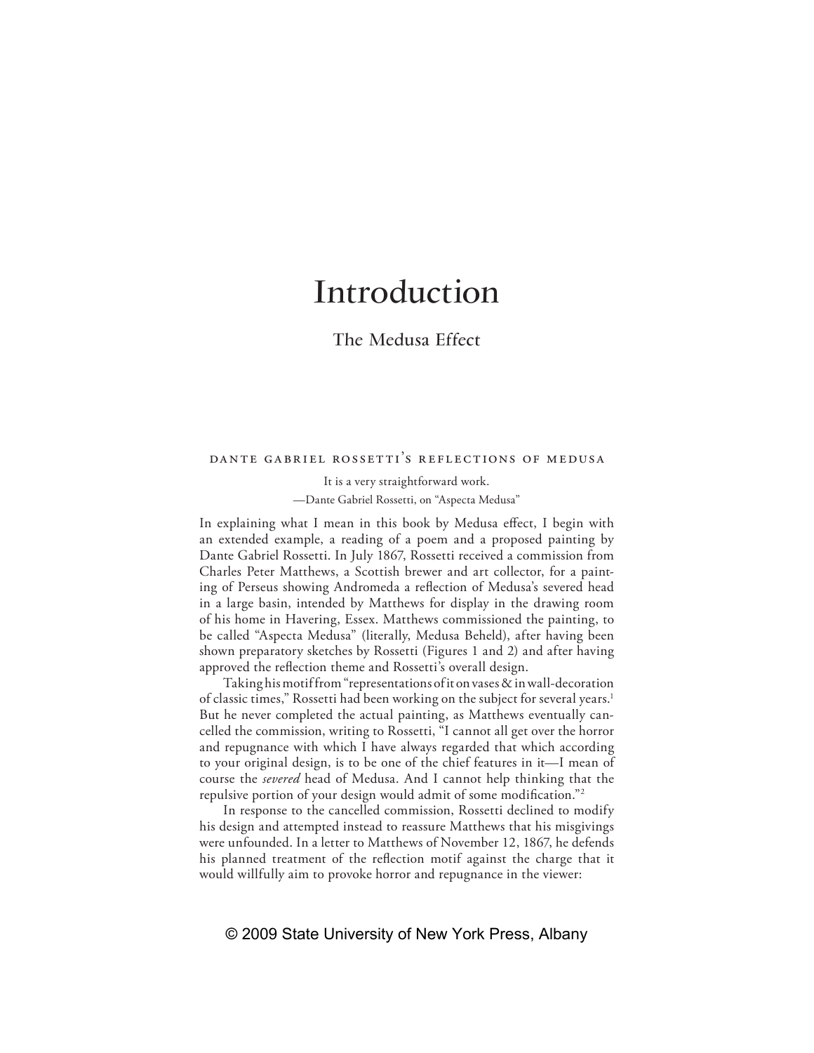# Introduction

## The Medusa Effect

### dante gabriel rossetti's reflections of medusa

> It is a very straightforward work.
>
> —Dante Gabriel Rossetti, on "Aspecta Medusa"

In explaining what I mean in this book by Medusa effect, I begin with an extended example, a reading of a poem and a proposed painting by Dante Gabriel Rossetti. In July 1867, Rossetti received a commission from Charles Peter Matthews, a Scottish brewer and art collector, for a painting of Perseus showing Andromeda a reflection of Medusa's severed head in a large basin, intended by Matthews for display in the drawing room of his home in Havering, Essex. Matthews commissioned the painting, to be called "Aspecta Medusa" (literally, Medusa Beheld), after having been shown preparatory sketches by Rossetti (Figures 1 and 2) and after having approved the reflection theme and Rossetti's overall design.

Taking his motif from "representations of it on vases & in wall-decoration of classic times," Rossetti had been working on the subject for several years.[1] But he never completed the actual painting, as Matthews eventually cancelled the commission, writing to Rossetti, "I cannot all get over the horror and repugnance with which I have always regarded that which according to your original design, is to be one of the chief features in it—I mean of course the *severed* head of Medusa. And I cannot help thinking that the repulsive portion of your design would admit of some modification."[2]

In response to the cancelled commission, Rossetti declined to modify his design and attempted instead to reassure Matthews that his misgivings were unfounded. In a letter to Matthews of November 12, 1867, he defends his planned treatment of the reflection motif against the charge that it would willfully aim to provoke horror and repugnance in the viewer: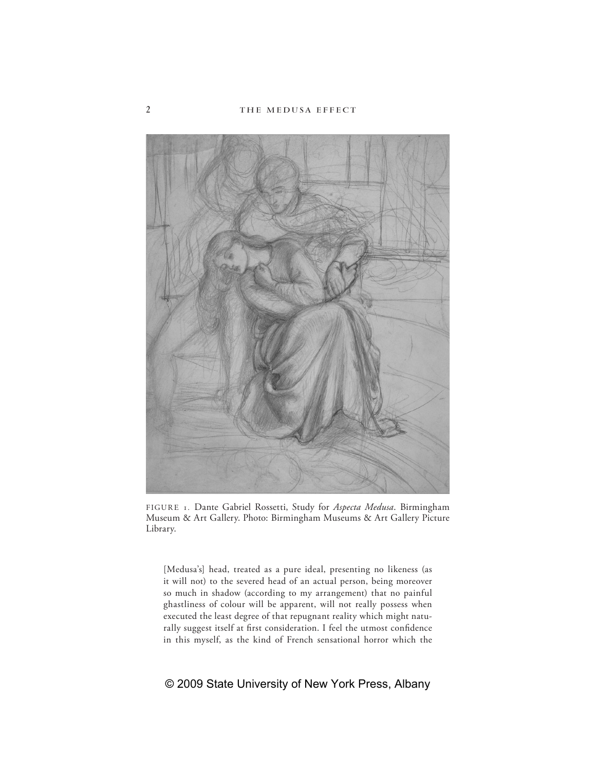FIGURE 1. Dante Gabriel Rossetti, Study for *Aspecta Medusa*. Birmingham Museum & Art Gallery. Photo: Birmingham Museums & Art Gallery Picture Library.

> [Medusa's] head, treated as a pure ideal, presenting no likeness (as it will not) to the severed head of an actual person, being moreover so much in shadow (according to my arrangement) that no painful ghastliness of colour will be apparent, will not really possess when executed the least degree of that repugnant reality which might naturally suggest itself at first consideration. I feel the utmost confidence in this myself, as the kind of French sensational horror which the

© 2009 State University of New York Press, Albany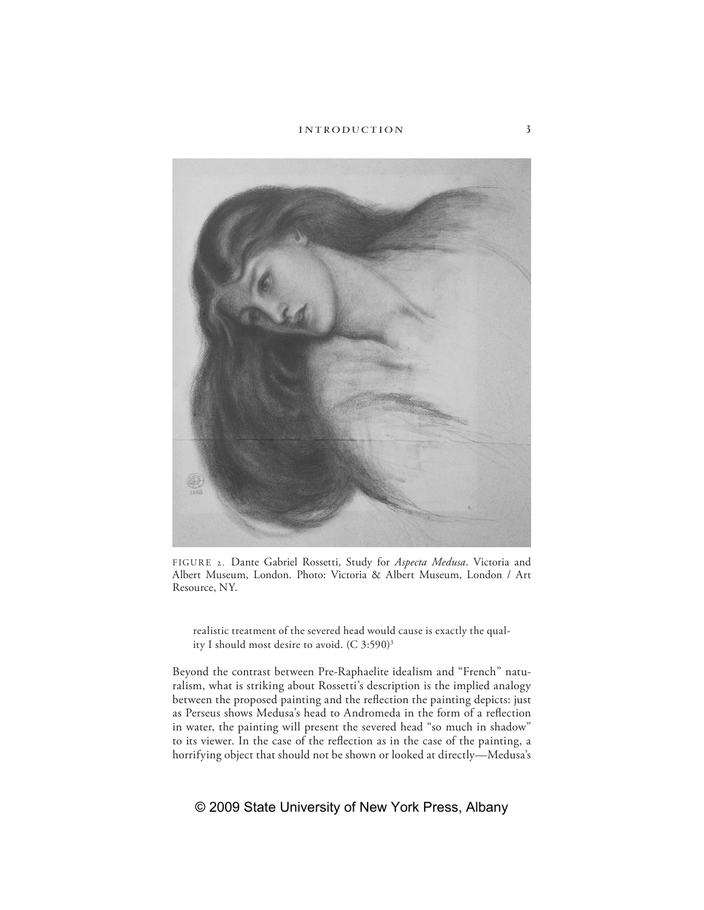FIGURE 2. Dante Gabriel Rossetti, Study for *Aspecta Medusa*. Victoria and Albert Museum, London. Photo: Victoria & Albert Museum, London / Art Resource, NY.

> realistic treatment of the severed head would cause is exactly the quality I should most desire to avoid. (C 3:590)[3]

Beyond the contrast between Pre-Raphaelite idealism and "French" naturalism, what is striking about Rossetti's description is the implied analogy between the proposed painting and the reflection the painting depicts: just as Perseus shows Medusa's head to Andromeda in the form of a reflection in water, the painting will present the severed head "so much in shadow" to its viewer. In the case of the reflection as in the case of the painting, a horrifying object that should not be shown or looked at directly—Medusa's

© 2009 State University of New York Press, Albany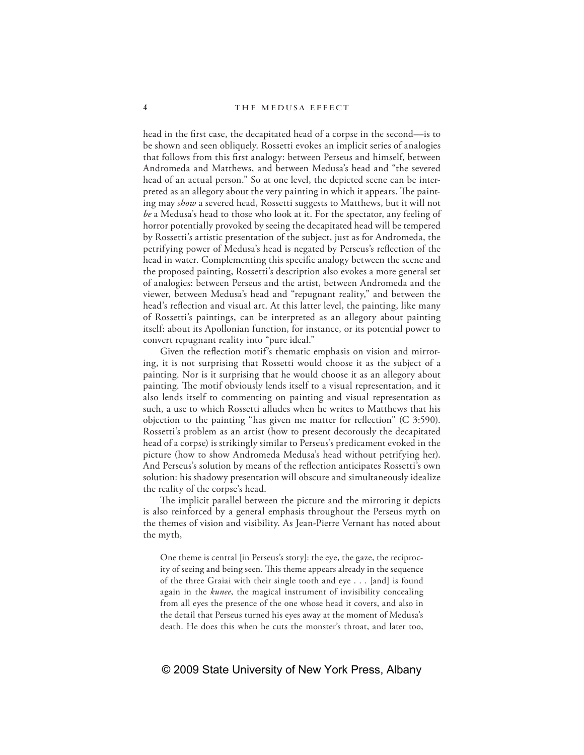head in the first case, the decapitated head of a corpse in the second—is to be shown and seen obliquely. Rossetti evokes an implicit series of analogies that follows from this first analogy: between Perseus and himself, between Andromeda and Matthews, and between Medusa's head and "the severed head of an actual person." So at one level, the depicted scene can be interpreted as an allegory about the very painting in which it appears. The painting may *show* a severed head, Rossetti suggests to Matthews, but it will not *be* a Medusa's head to those who look at it. For the spectator, any feeling of horror potentially provoked by seeing the decapitated head will be tempered by Rossetti's artistic presentation of the subject, just as for Andromeda, the petrifying power of Medusa's head is negated by Perseus's reflection of the head in water. Complementing this specific analogy between the scene and the proposed painting, Rossetti's description also evokes a more general set of analogies: between Perseus and the artist, between Andromeda and the viewer, between Medusa's head and "repugnant reality," and between the head's reflection and visual art. At this latter level, the painting, like many of Rossetti's paintings, can be interpreted as an allegory about painting itself: about its Apollonian function, for instance, or its potential power to convert repugnant reality into "pure ideal."

Given the reflection motif's thematic emphasis on vision and mirroring, it is not surprising that Rossetti would choose it as the subject of a painting. Nor is it surprising that he would choose it as an allegory about painting. The motif obviously lends itself to a visual representation, and it also lends itself to commenting on painting and visual representation as such, a use to which Rossetti alludes when he writes to Matthews that his objection to the painting "has given me matter for reflection" (C 3:590). Rossetti's problem as an artist (how to present decorously the decapitated head of a corpse) is strikingly similar to Perseus's predicament evoked in the picture (how to show Andromeda Medusa's head without petrifying her). And Perseus's solution by means of the reflection anticipates Rossetti's own solution: his shadowy presentation will obscure and simultaneously idealize the reality of the corpse's head.

The implicit parallel between the picture and the mirroring it depicts is also reinforced by a general emphasis throughout the Perseus myth on the themes of vision and visibility. As Jean-Pierre Vernant has noted about the myth,

> One theme is central [in Perseus's story]: the eye, the gaze, the reciprocity of seeing and being seen. This theme appears already in the sequence of the three Graiai with their single tooth and eye . . . [and] is found again in the *kunee*, the magical instrument of invisibility concealing from all eyes the presence of the one whose head it covers, and also in the detail that Perseus turned his eyes away at the moment of Medusa's death. He does this when he cuts the monster's throat, and later too,

© 2009 State University of New York Press, Albany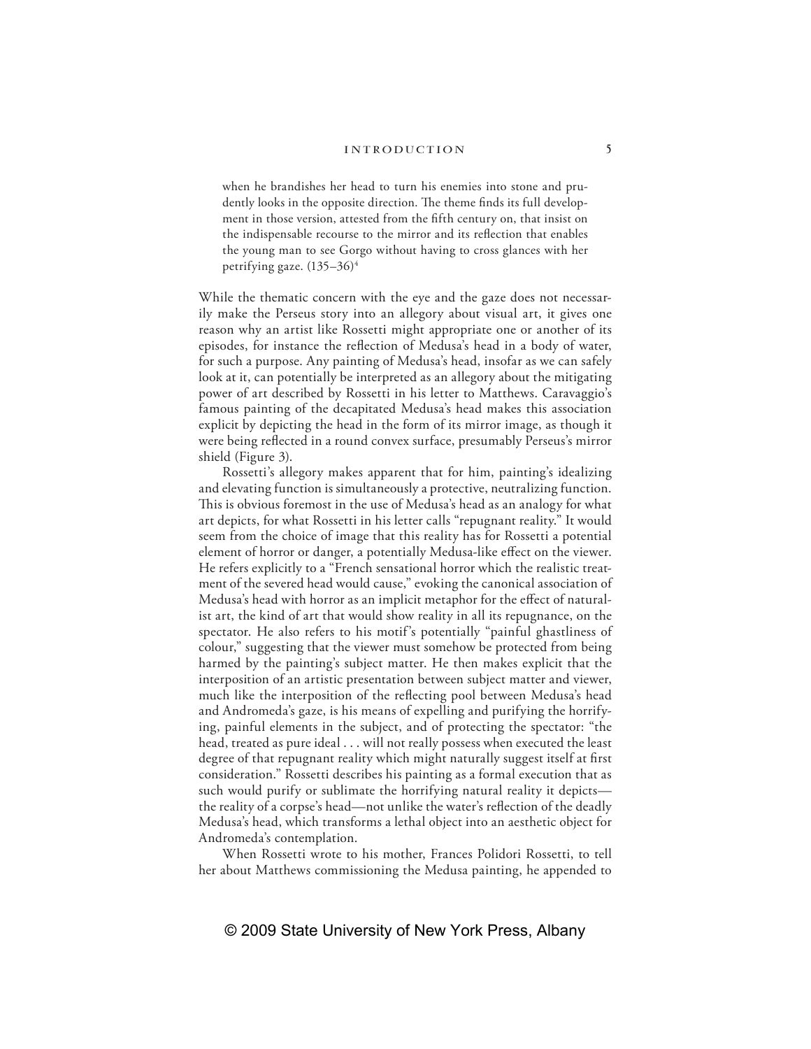> when he brandishes her head to turn his enemies into stone and prudently looks in the opposite direction. The theme finds its full development in those version, attested from the fifth century on, that insist on the indispensable recourse to the mirror and its reflection that enables the young man to see Gorgo without having to cross glances with her petrifying gaze. (135–36)[4]

While the thematic concern with the eye and the gaze does not necessarily make the Perseus story into an allegory about visual art, it gives one reason why an artist like Rossetti might appropriate one or another of its episodes, for instance the reflection of Medusa's head in a body of water, for such a purpose. Any painting of Medusa's head, insofar as we can safely look at it, can potentially be interpreted as an allegory about the mitigating power of art described by Rossetti in his letter to Matthews. Caravaggio's famous painting of the decapitated Medusa's head makes this association explicit by depicting the head in the form of its mirror image, as though it were being reflected in a round convex surface, presumably Perseus's mirror shield (Figure 3).

Rossetti's allegory makes apparent that for him, painting's idealizing and elevating function is simultaneously a protective, neutralizing function. This is obvious foremost in the use of Medusa's head as an analogy for what art depicts, for what Rossetti in his letter calls "repugnant reality." It would seem from the choice of image that this reality has for Rossetti a potential element of horror or danger, a potentially Medusa-like effect on the viewer. He refers explicitly to a "French sensational horror which the realistic treatment of the severed head would cause," evoking the canonical association of Medusa's head with horror as an implicit metaphor for the effect of naturalist art, the kind of art that would show reality in all its repugnance, on the spectator. He also refers to his motif's potentially "painful ghastliness of colour," suggesting that the viewer must somehow be protected from being harmed by the painting's subject matter. He then makes explicit that the interposition of an artistic presentation between subject matter and viewer, much like the interposition of the reflecting pool between Medusa's head and Andromeda's gaze, is his means of expelling and purifying the horrifying, painful elements in the subject, and of protecting the spectator: "the head, treated as pure ideal . . . will not really possess when executed the least degree of that repugnant reality which might naturally suggest itself at first consideration." Rossetti describes his painting as a formal execution that as such would purify or sublimate the horrifying natural reality it depicts—the reality of a corpse's head—not unlike the water's reflection of the deadly Medusa's head, which transforms a lethal object into an aesthetic object for Andromeda's contemplation.

When Rossetti wrote to his mother, Frances Polidori Rossetti, to tell her about Matthews commissioning the Medusa painting, he appended to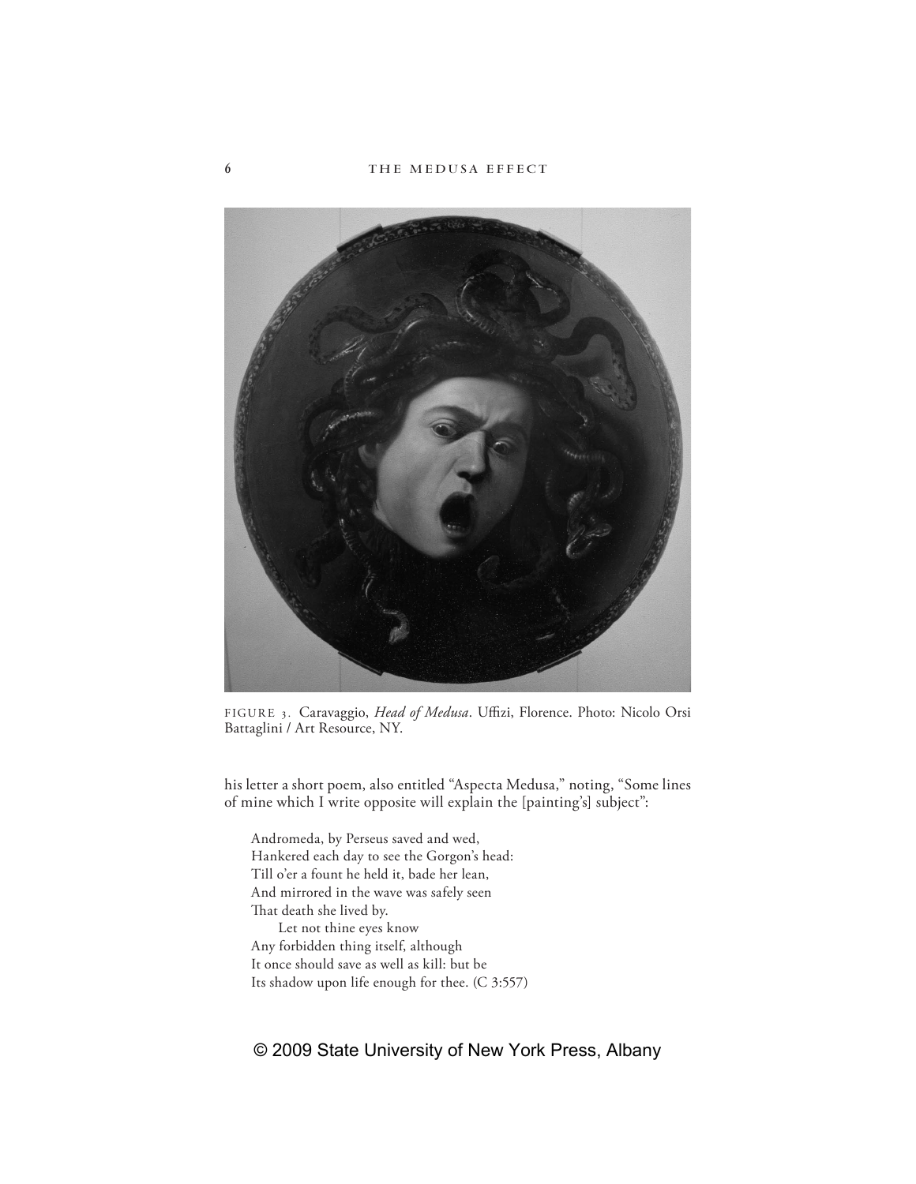FIGURE 3. Caravaggio, *Head of Medusa*. Uffizi, Florence. Photo: Nicolo Orsi Battaglini / Art Resource, NY.

his letter a short poem, also entitled "Aspecta Medusa," noting, "Some lines of mine which I write opposite will explain the [painting's] subject":

> Andromeda, by Perseus saved and wed,  
> Hankered each day to see the Gorgon's head:  
> Till o'er a fount he held it, bade her lean,  
> And mirrored in the wave was safely seen  
> That death she lived by.  
>     Let not thine eyes know  
> Any forbidden thing itself, although  
> It once should save as well as kill: but be  
> Its shadow upon life enough for thee. (C 3:557)

© 2009 State University of New York Press, Albany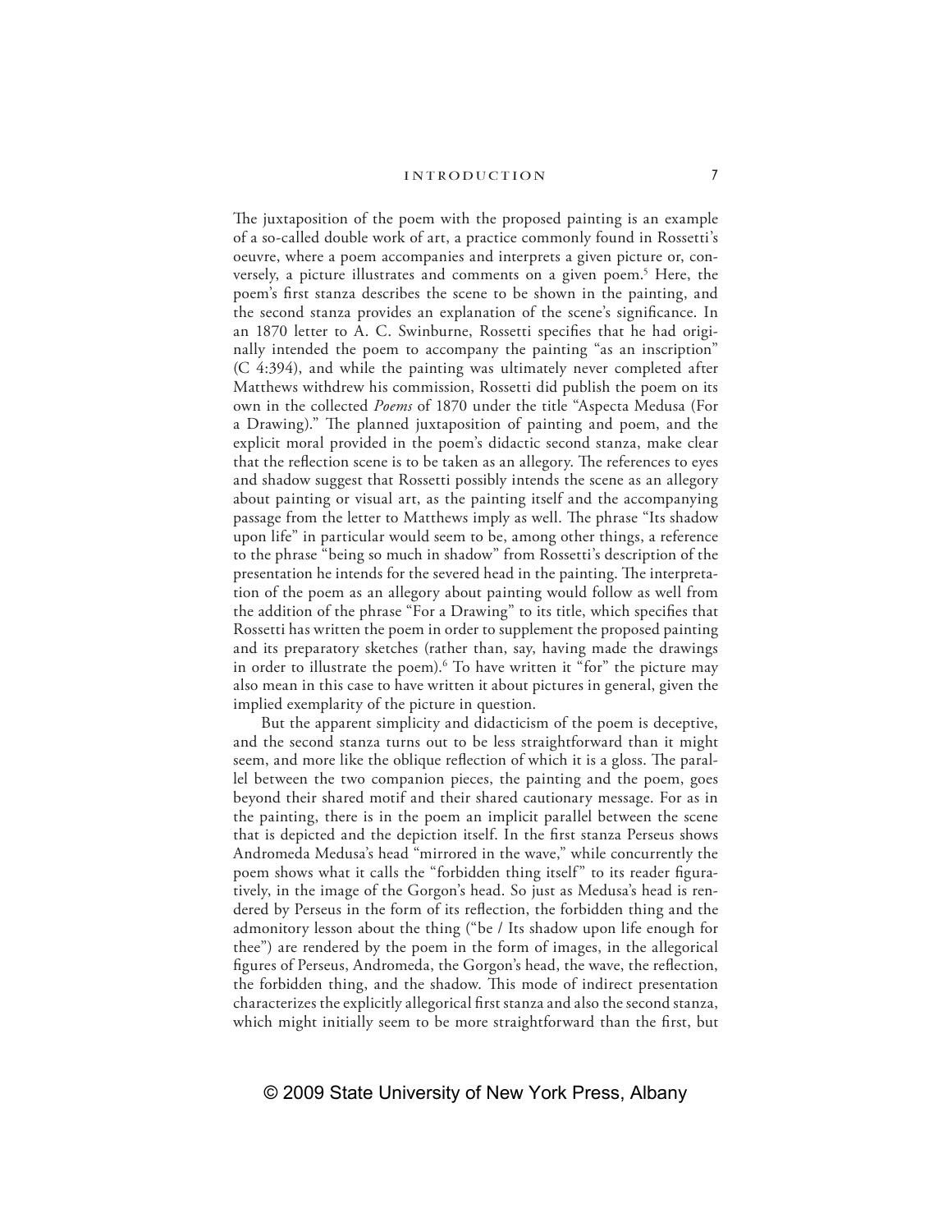The juxtaposition of the poem with the proposed painting is an example of a so-called double work of art, a practice commonly found in Rossetti's oeuvre, where a poem accompanies and interprets a given picture or, conversely, a picture illustrates and comments on a given poem.[5] Here, the poem's first stanza describes the scene to be shown in the painting, and the second stanza provides an explanation of the scene's significance. In an 1870 letter to A. C. Swinburne, Rossetti specifies that he had originally intended the poem to accompany the painting "as an inscription" (C 4:394), and while the painting was ultimately never completed after Matthews withdrew his commission, Rossetti did publish the poem on its own in the collected *Poems* of 1870 under the title "Aspecta Medusa (For a Drawing)." The planned juxtaposition of painting and poem, and the explicit moral provided in the poem's didactic second stanza, make clear that the reflection scene is to be taken as an allegory. The references to eyes and shadow suggest that Rossetti possibly intends the scene as an allegory about painting or visual art, as the painting itself and the accompanying passage from the letter to Matthews imply as well. The phrase "Its shadow upon life" in particular would seem to be, among other things, a reference to the phrase "being so much in shadow" from Rossetti's description of the presentation he intends for the severed head in the painting. The interpretation of the poem as an allegory about painting would follow as well from the addition of the phrase "For a Drawing" to its title, which specifies that Rossetti has written the poem in order to supplement the proposed painting and its preparatory sketches (rather than, say, having made the drawings in order to illustrate the poem).[6] To have written it "for" the picture may also mean in this case to have written it about pictures in general, given the implied exemplarity of the picture in question.

But the apparent simplicity and didacticism of the poem is deceptive, and the second stanza turns out to be less straightforward than it might seem, and more like the oblique reflection of which it is a gloss. The parallel between the two companion pieces, the painting and the poem, goes beyond their shared motif and their shared cautionary message. For as in the painting, there is in the poem an implicit parallel between the scene that is depicted and the depiction itself. In the first stanza Perseus shows Andromeda Medusa's head "mirrored in the wave," while concurrently the poem shows what it calls the "forbidden thing itself" to its reader figuratively, in the image of the Gorgon's head. So just as Medusa's head is rendered by Perseus in the form of its reflection, the forbidden thing and the admonitory lesson about the thing ("be / Its shadow upon life enough for thee") are rendered by the poem in the form of images, in the allegorical figures of Perseus, Andromeda, the Gorgon's head, the wave, the reflection, the forbidden thing, and the shadow. This mode of indirect presentation characterizes the explicitly allegorical first stanza and also the second stanza, which might initially seem to be more straightforward than the first, but

© 2009 State University of New York Press, Albany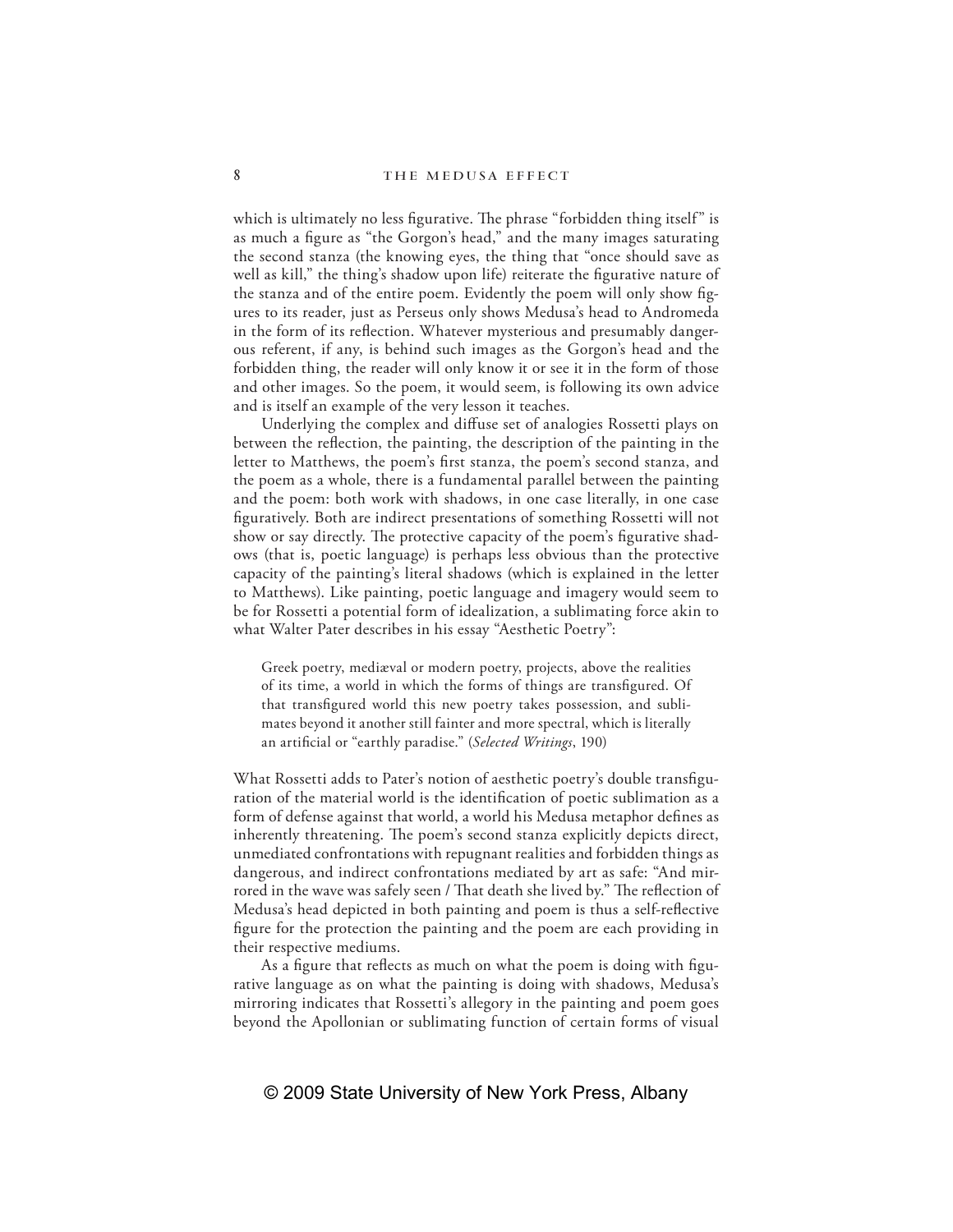which is ultimately no less figurative. The phrase "forbidden thing itself" is as much a figure as "the Gorgon's head," and the many images saturating the second stanza (the knowing eyes, the thing that "once should save as well as kill," the thing's shadow upon life) reiterate the figurative nature of the stanza and of the entire poem. Evidently the poem will only show figures to its reader, just as Perseus only shows Medusa's head to Andromeda in the form of its reflection. Whatever mysterious and presumably dangerous referent, if any, is behind such images as the Gorgon's head and the forbidden thing, the reader will only know it or see it in the form of those and other images. So the poem, it would seem, is following its own advice and is itself an example of the very lesson it teaches.

Underlying the complex and diffuse set of analogies Rossetti plays on between the reflection, the painting, the description of the painting in the letter to Matthews, the poem's first stanza, the poem's second stanza, and the poem as a whole, there is a fundamental parallel between the painting and the poem: both work with shadows, in one case literally, in one case figuratively. Both are indirect presentations of something Rossetti will not show or say directly. The protective capacity of the poem's figurative shadows (that is, poetic language) is perhaps less obvious than the protective capacity of the painting's literal shadows (which is explained in the letter to Matthews). Like painting, poetic language and imagery would seem to be for Rossetti a potential form of idealization, a sublimating force akin to what Walter Pater describes in his essay "Aesthetic Poetry":

> Greek poetry, mediæval or modern poetry, projects, above the realities of its time, a world in which the forms of things are transfigured. Of that transfigured world this new poetry takes possession, and sublimates beyond it another still fainter and more spectral, which is literally an artificial or "earthly paradise." (*Selected Writings*, 190)

What Rossetti adds to Pater's notion of aesthetic poetry's double transfiguration of the material world is the identification of poetic sublimation as a form of defense against that world, a world his Medusa metaphor defines as inherently threatening. The poem's second stanza explicitly depicts direct, unmediated confrontations with repugnant realities and forbidden things as dangerous, and indirect confrontations mediated by art as safe: "And mirrored in the wave was safely seen / That death she lived by." The reflection of Medusa's head depicted in both painting and poem is thus a self-reflective figure for the protection the painting and the poem are each providing in their respective mediums.

As a figure that reflects as much on what the poem is doing with figurative language as on what the painting is doing with shadows, Medusa's mirroring indicates that Rossetti's allegory in the painting and poem goes beyond the Apollonian or sublimating function of certain forms of visual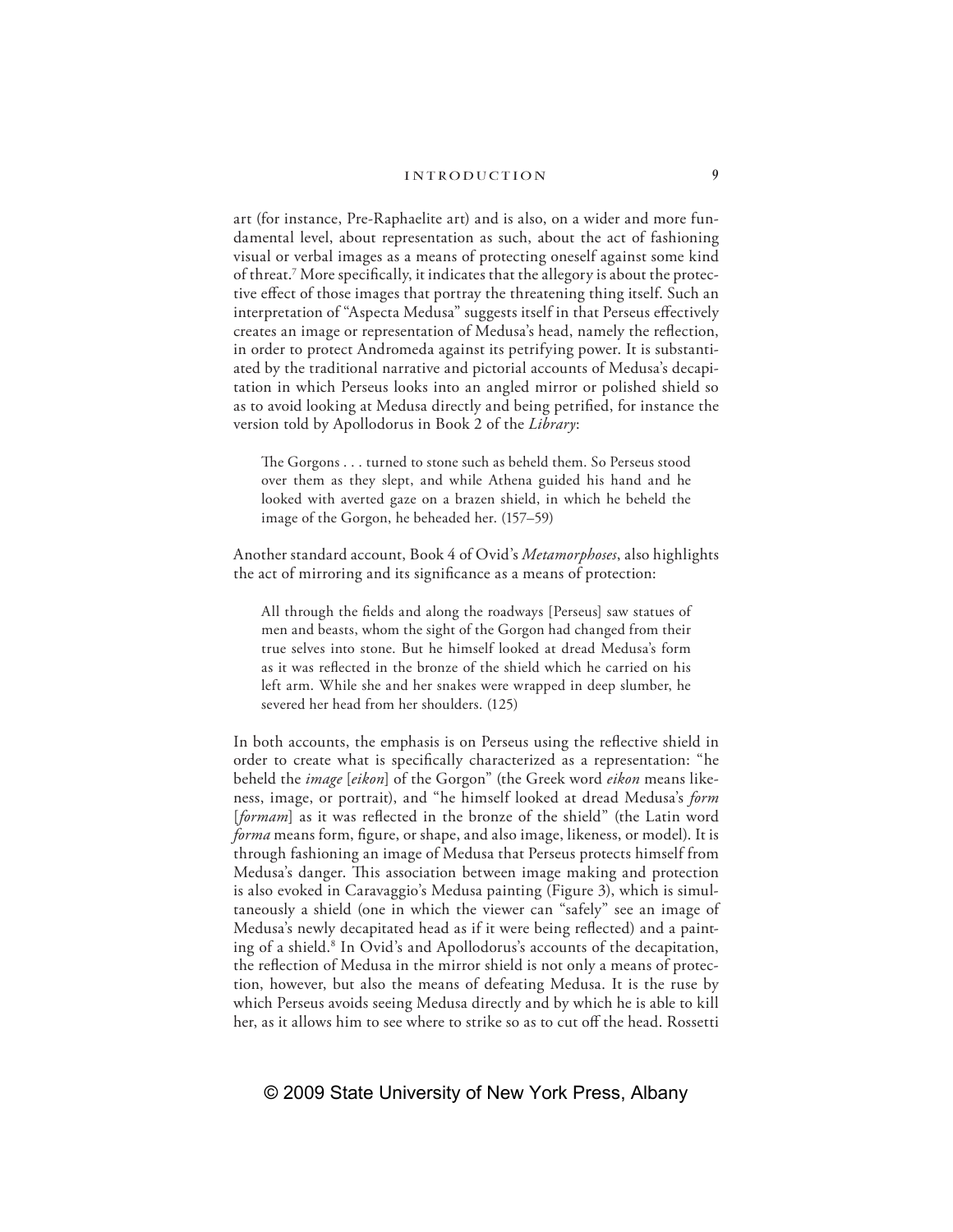art (for instance, Pre-Raphaelite art) and is also, on a wider and more fundamental level, about representation as such, about the act of fashioning visual or verbal images as a means of protecting oneself against some kind of threat.[7] More specifically, it indicates that the allegory is about the protective effect of those images that portray the threatening thing itself. Such an interpretation of "Aspecta Medusa" suggests itself in that Perseus effectively creates an image or representation of Medusa's head, namely the reflection, in order to protect Andromeda against its petrifying power. It is substantiated by the traditional narrative and pictorial accounts of Medusa's decapitation in which Perseus looks into an angled mirror or polished shield so as to avoid looking at Medusa directly and being petrified, for instance the version told by Apollodorus in Book 2 of the *Library*:

> The Gorgons . . . turned to stone such as beheld them. So Perseus stood over them as they slept, and while Athena guided his hand and he looked with averted gaze on a brazen shield, in which he beheld the image of the Gorgon, he beheaded her. (157–59)

Another standard account, Book 4 of Ovid's *Metamorphoses*, also highlights the act of mirroring and its significance as a means of protection:

> All through the fields and along the roadways [Perseus] saw statues of men and beasts, whom the sight of the Gorgon had changed from their true selves into stone. But he himself looked at dread Medusa's form as it was reflected in the bronze of the shield which he carried on his left arm. While she and her snakes were wrapped in deep slumber, he severed her head from her shoulders. (125)

In both accounts, the emphasis is on Perseus using the reflective shield in order to create what is specifically characterized as a representation: "he beheld the *image* [*eikon*] of the Gorgon" (the Greek word *eikon* means likeness, image, or portrait), and "he himself looked at dread Medusa's *form* [*formam*] as it was reflected in the bronze of the shield" (the Latin word *forma* means form, figure, or shape, and also image, likeness, or model). It is through fashioning an image of Medusa that Perseus protects himself from Medusa's danger. This association between image making and protection is also evoked in Caravaggio's Medusa painting (Figure 3), which is simultaneously a shield (one in which the viewer can "safely" see an image of Medusa's newly decapitated head as if it were being reflected) and a painting of a shield.[8] In Ovid's and Apollodorus's accounts of the decapitation, the reflection of Medusa in the mirror shield is not only a means of protection, however, but also the means of defeating Medusa. It is the ruse by which Perseus avoids seeing Medusa directly and by which he is able to kill her, as it allows him to see where to strike so as to cut off the head. Rossetti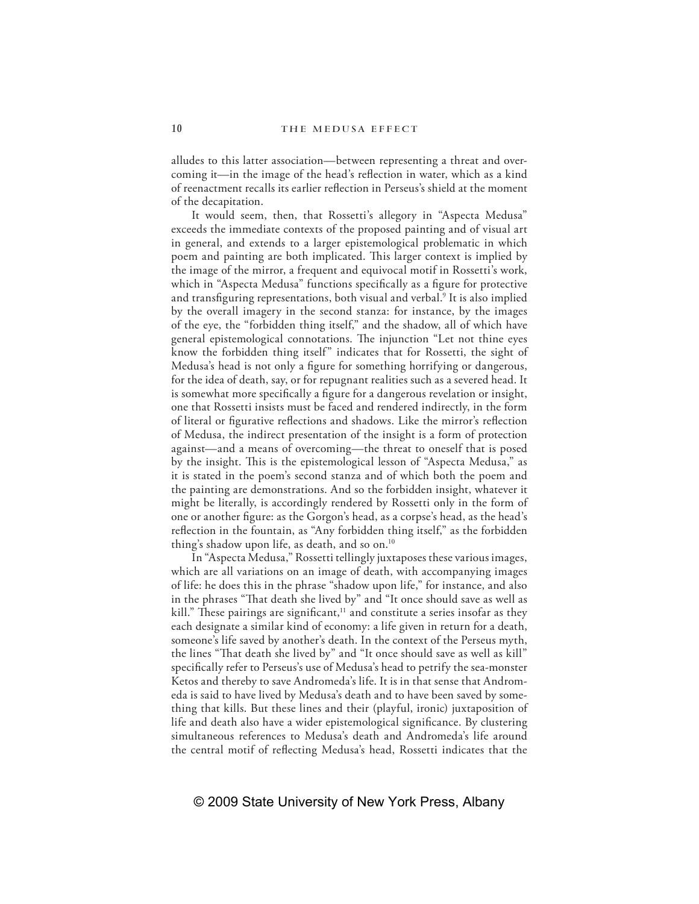alludes to this latter association—between representing a threat and overcoming it—in the image of the head's reflection in water, which as a kind of reenactment recalls its earlier reflection in Perseus's shield at the moment of the decapitation.

It would seem, then, that Rossetti's allegory in "Aspecta Medusa" exceeds the immediate contexts of the proposed painting and of visual art in general, and extends to a larger epistemological problematic in which poem and painting are both implicated. This larger context is implied by the image of the mirror, a frequent and equivocal motif in Rossetti's work, which in "Aspecta Medusa" functions specifically as a figure for protective and transfiguring representations, both visual and verbal.[9] It is also implied by the overall imagery in the second stanza: for instance, by the images of the eye, the "forbidden thing itself," and the shadow, all of which have general epistemological connotations. The injunction "Let not thine eyes know the forbidden thing itself" indicates that for Rossetti, the sight of Medusa's head is not only a figure for something horrifying or dangerous, for the idea of death, say, or for repugnant realities such as a severed head. It is somewhat more specifically a figure for a dangerous revelation or insight, one that Rossetti insists must be faced and rendered indirectly, in the form of literal or figurative reflections and shadows. Like the mirror's reflection of Medusa, the indirect presentation of the insight is a form of protection against—and a means of overcoming—the threat to oneself that is posed by the insight. This is the epistemological lesson of "Aspecta Medusa," as it is stated in the poem's second stanza and of which both the poem and the painting are demonstrations. And so the forbidden insight, whatever it might be literally, is accordingly rendered by Rossetti only in the form of one or another figure: as the Gorgon's head, as a corpse's head, as the head's reflection in the fountain, as "Any forbidden thing itself," as the forbidden thing's shadow upon life, as death, and so on.[10]

In "Aspecta Medusa," Rossetti tellingly juxtaposes these various images, which are all variations on an image of death, with accompanying images of life: he does this in the phrase "shadow upon life," for instance, and also in the phrases "That death she lived by" and "It once should save as well as kill." These pairings are significant,[11] and constitute a series insofar as they each designate a similar kind of economy: a life given in return for a death, someone's life saved by another's death. In the context of the Perseus myth, the lines "That death she lived by" and "It once should save as well as kill" specifically refer to Perseus's use of Medusa's head to petrify the sea-monster Ketos and thereby to save Andromeda's life. It is in that sense that Andromeda is said to have lived by Medusa's death and to have been saved by something that kills. But these lines and their (playful, ironic) juxtaposition of life and death also have a wider epistemological significance. By clustering simultaneous references to Medusa's death and Andromeda's life around the central motif of reflecting Medusa's head, Rossetti indicates that the

© 2009 State University of New York Press, Albany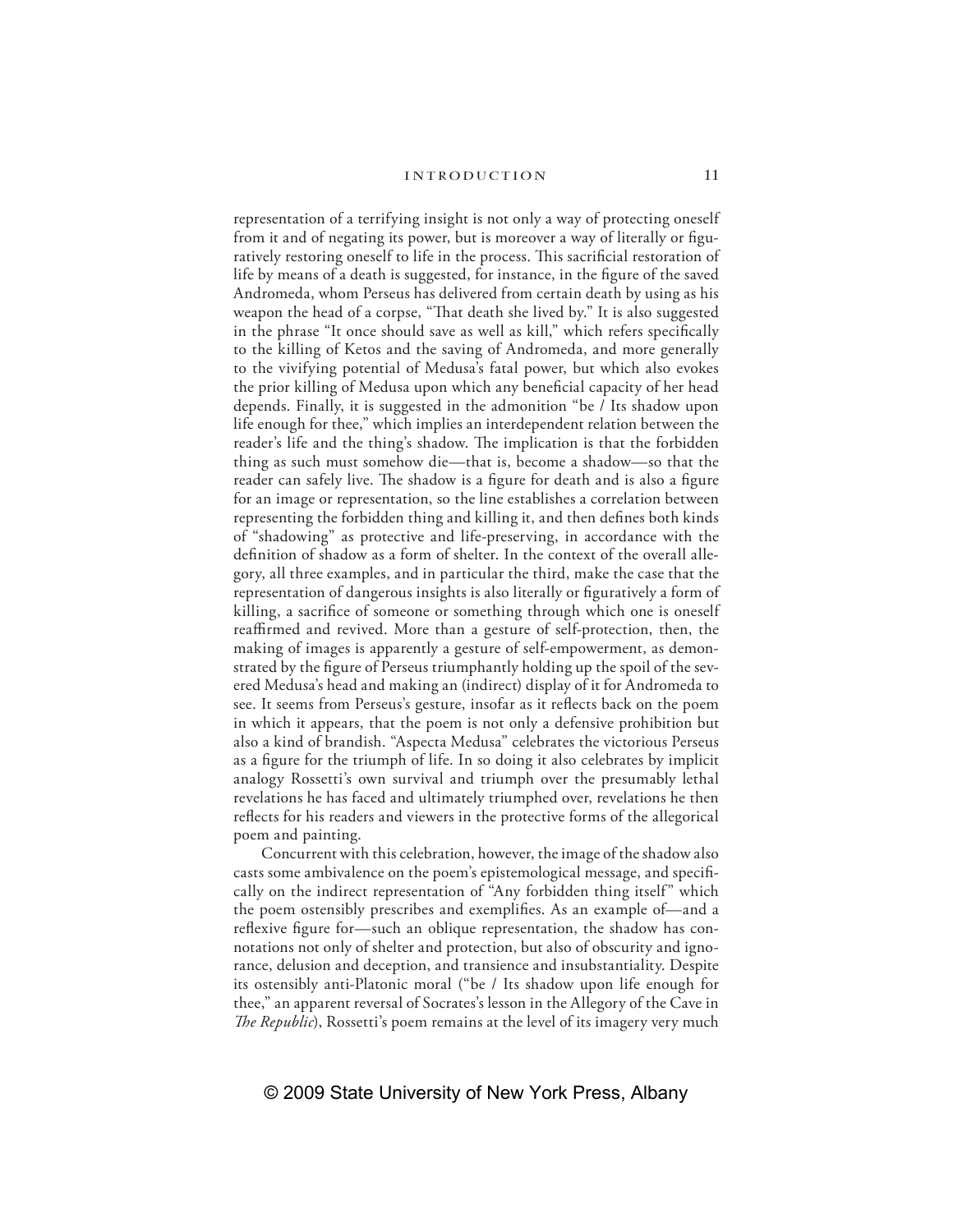representation of a terrifying insight is not only a way of protecting oneself from it and of negating its power, but is moreover a way of literally or figuratively restoring oneself to life in the process. This sacrificial restoration of life by means of a death is suggested, for instance, in the figure of the saved Andromeda, whom Perseus has delivered from certain death by using as his weapon the head of a corpse, "That death she lived by." It is also suggested in the phrase "It once should save as well as kill," which refers specifically to the killing of Ketos and the saving of Andromeda, and more generally to the vivifying potential of Medusa's fatal power, but which also evokes the prior killing of Medusa upon which any beneficial capacity of her head depends. Finally, it is suggested in the admonition "be / Its shadow upon life enough for thee," which implies an interdependent relation between the reader's life and the thing's shadow. The implication is that the forbidden thing as such must somehow die—that is, become a shadow—so that the reader can safely live. The shadow is a figure for death and is also a figure for an image or representation, so the line establishes a correlation between representing the forbidden thing and killing it, and then defines both kinds of "shadowing" as protective and life-preserving, in accordance with the definition of shadow as a form of shelter. In the context of the overall allegory, all three examples, and in particular the third, make the case that the representation of dangerous insights is also literally or figuratively a form of killing, a sacrifice of someone or something through which one is oneself reaffirmed and revived. More than a gesture of self-protection, then, the making of images is apparently a gesture of self-empowerment, as demonstrated by the figure of Perseus triumphantly holding up the spoil of the severed Medusa's head and making an (indirect) display of it for Andromeda to see. It seems from Perseus's gesture, insofar as it reflects back on the poem in which it appears, that the poem is not only a defensive prohibition but also a kind of brandish. "Aspecta Medusa" celebrates the victorious Perseus as a figure for the triumph of life. In so doing it also celebrates by implicit analogy Rossetti's own survival and triumph over the presumably lethal revelations he has faced and ultimately triumphed over, revelations he then reflects for his readers and viewers in the protective forms of the allegorical poem and painting.

Concurrent with this celebration, however, the image of the shadow also casts some ambivalence on the poem's epistemological message, and specifically on the indirect representation of "Any forbidden thing itself" which the poem ostensibly prescribes and exemplifies. As an example of—and a reflexive figure for—such an oblique representation, the shadow has connotations not only of shelter and protection, but also of obscurity and ignorance, delusion and deception, and transience and insubstantiality. Despite its ostensibly anti-Platonic moral ("be / Its shadow upon life enough for thee," an apparent reversal of Socrates's lesson in the Allegory of the Cave in *The Republic*), Rossetti's poem remains at the level of its imagery very much

© 2009 State University of New York Press, Albany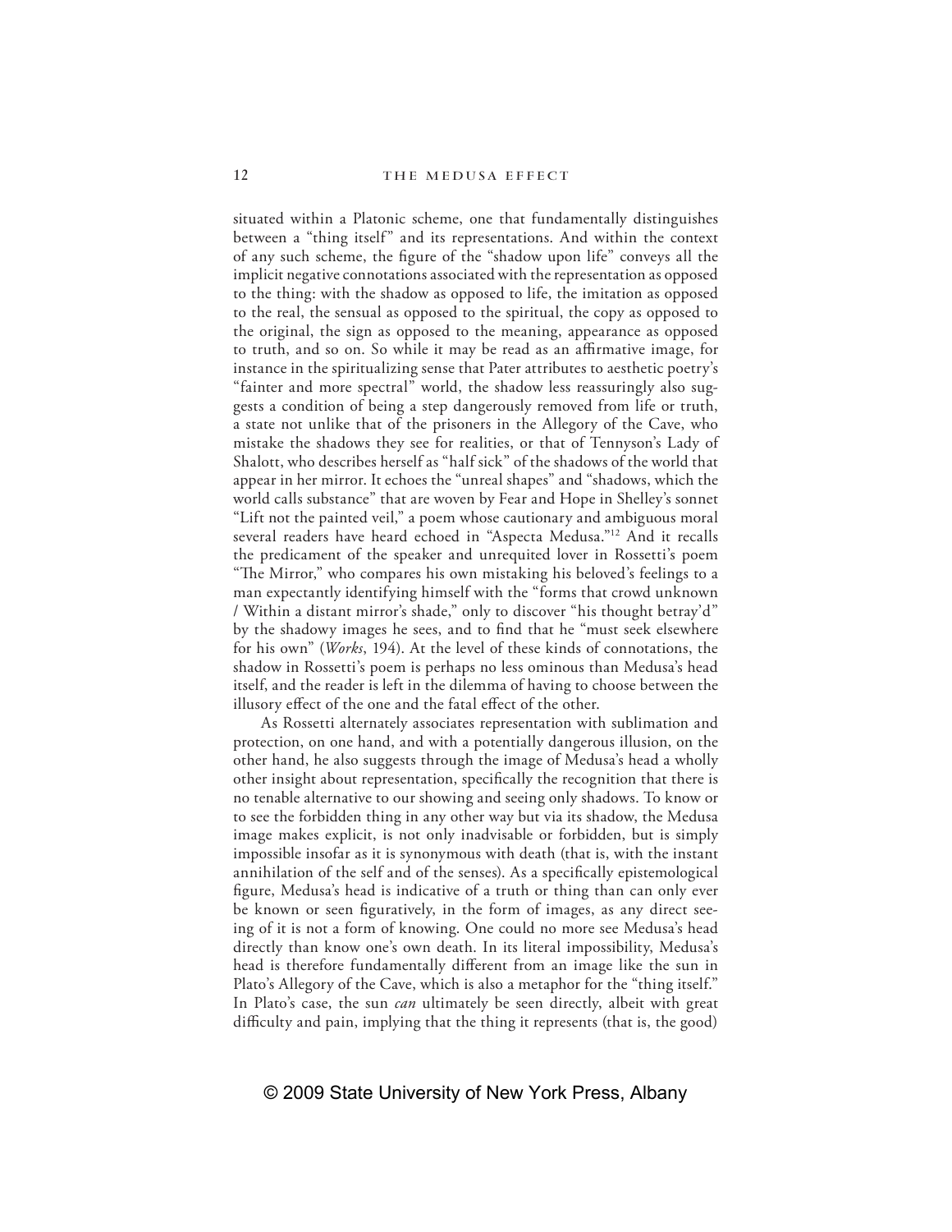situated within a Platonic scheme, one that fundamentally distinguishes between a "thing itself" and its representations. And within the context of any such scheme, the figure of the "shadow upon life" conveys all the implicit negative connotations associated with the representation as opposed to the thing: with the shadow as opposed to life, the imitation as opposed to the real, the sensual as opposed to the spiritual, the copy as opposed to the original, the sign as opposed to the meaning, appearance as opposed to truth, and so on. So while it may be read as an affirmative image, for instance in the spiritualizing sense that Pater attributes to aesthetic poetry's "fainter and more spectral" world, the shadow less reassuringly also suggests a condition of being a step dangerously removed from life or truth, a state not unlike that of the prisoners in the Allegory of the Cave, who mistake the shadows they see for realities, or that of Tennyson's Lady of Shalott, who describes herself as "half sick" of the shadows of the world that appear in her mirror. It echoes the "unreal shapes" and "shadows, which the world calls substance" that are woven by Fear and Hope in Shelley's sonnet "Lift not the painted veil," a poem whose cautionary and ambiguous moral several readers have heard echoed in "Aspecta Medusa."[12] And it recalls the predicament of the speaker and unrequited lover in Rossetti's poem "The Mirror," who compares his own mistaking his beloved's feelings to a man expectantly identifying himself with the "forms that crowd unknown / Within a distant mirror's shade," only to discover "his thought betray'd" by the shadowy images he sees, and to find that he "must seek elsewhere for his own" (*Works*, 194). At the level of these kinds of connotations, the shadow in Rossetti's poem is perhaps no less ominous than Medusa's head itself, and the reader is left in the dilemma of having to choose between the illusory effect of the one and the fatal effect of the other.

As Rossetti alternately associates representation with sublimation and protection, on one hand, and with a potentially dangerous illusion, on the other hand, he also suggests through the image of Medusa's head a wholly other insight about representation, specifically the recognition that there is no tenable alternative to our showing and seeing only shadows. To know or to see the forbidden thing in any other way but via its shadow, the Medusa image makes explicit, is not only inadvisable or forbidden, but is simply impossible insofar as it is synonymous with death (that is, with the instant annihilation of the self and of the senses). As a specifically epistemological figure, Medusa's head is indicative of a truth or thing than can only ever be known or seen figuratively, in the form of images, as any direct seeing of it is not a form of knowing. One could no more see Medusa's head directly than know one's own death. In its literal impossibility, Medusa's head is therefore fundamentally different from an image like the sun in Plato's Allegory of the Cave, which is also a metaphor for the "thing itself." In Plato's case, the sun *can* ultimately be seen directly, albeit with great difficulty and pain, implying that the thing it represents (that is, the good)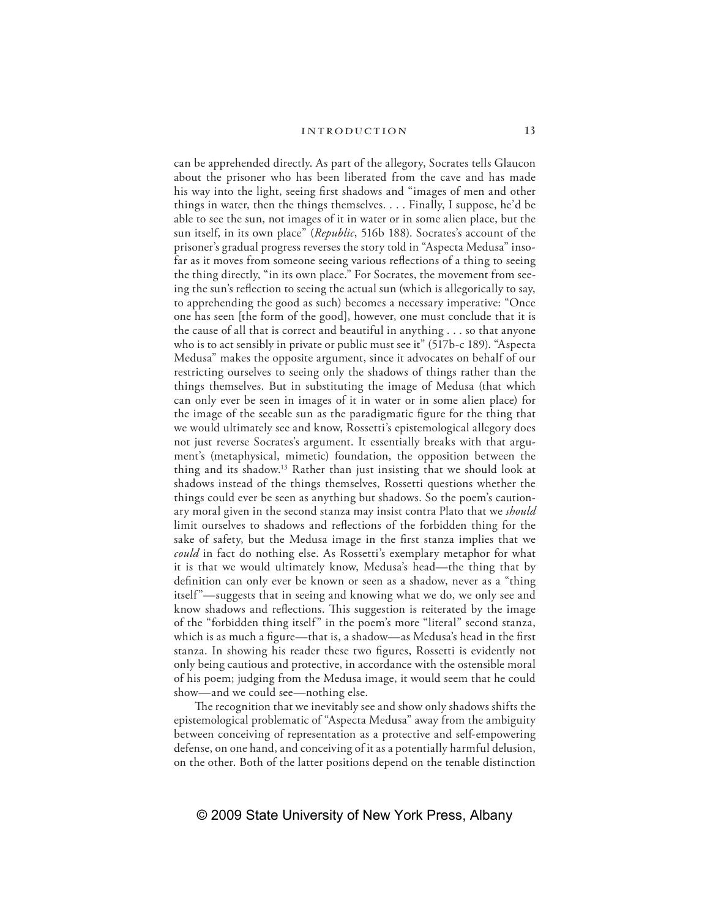can be apprehended directly. As part of the allegory, Socrates tells Glaucon about the prisoner who has been liberated from the cave and has made his way into the light, seeing first shadows and "images of men and other things in water, then the things themselves. . . . Finally, I suppose, he'd be able to see the sun, not images of it in water or in some alien place, but the sun itself, in its own place" (*Republic*, 516b 188). Socrates's account of the prisoner's gradual progress reverses the story told in "Aspecta Medusa" insofar as it moves from someone seeing various reflections of a thing to seeing the thing directly, "in its own place." For Socrates, the movement from seeing the sun's reflection to seeing the actual sun (which is allegorically to say, to apprehending the good as such) becomes a necessary imperative: "Once one has seen [the form of the good], however, one must conclude that it is the cause of all that is correct and beautiful in anything . . . so that anyone who is to act sensibly in private or public must see it" (517b-c 189). "Aspecta Medusa" makes the opposite argument, since it advocates on behalf of our restricting ourselves to seeing only the shadows of things rather than the things themselves. But in substituting the image of Medusa (that which can only ever be seen in images of it in water or in some alien place) for the image of the seeable sun as the paradigmatic figure for the thing that we would ultimately see and know, Rossetti's epistemological allegory does not just reverse Socrates's argument. It essentially breaks with that argument's (metaphysical, mimetic) foundation, the opposition between the thing and its shadow.[13] Rather than just insisting that we should look at shadows instead of the things themselves, Rossetti questions whether the things could ever be seen as anything but shadows. So the poem's cautionary moral given in the second stanza may insist contra Plato that we *should* limit ourselves to shadows and reflections of the forbidden thing for the sake of safety, but the Medusa image in the first stanza implies that we *could* in fact do nothing else. As Rossetti's exemplary metaphor for what it is that we would ultimately know, Medusa's head—the thing that by definition can only ever be known or seen as a shadow, never as a "thing itself"—suggests that in seeing and knowing what we do, we only see and know shadows and reflections. This suggestion is reiterated by the image of the "forbidden thing itself" in the poem's more "literal" second stanza, which is as much a figure—that is, a shadow—as Medusa's head in the first stanza. In showing his reader these two figures, Rossetti is evidently not only being cautious and protective, in accordance with the ostensible moral of his poem; judging from the Medusa image, it would seem that he could show—and we could see—nothing else.

The recognition that we inevitably see and show only shadows shifts the epistemological problematic of "Aspecta Medusa" away from the ambiguity between conceiving of representation as a protective and self-empowering defense, on one hand, and conceiving of it as a potentially harmful delusion, on the other. Both of the latter positions depend on the tenable distinction

© 2009 State University of New York Press, Albany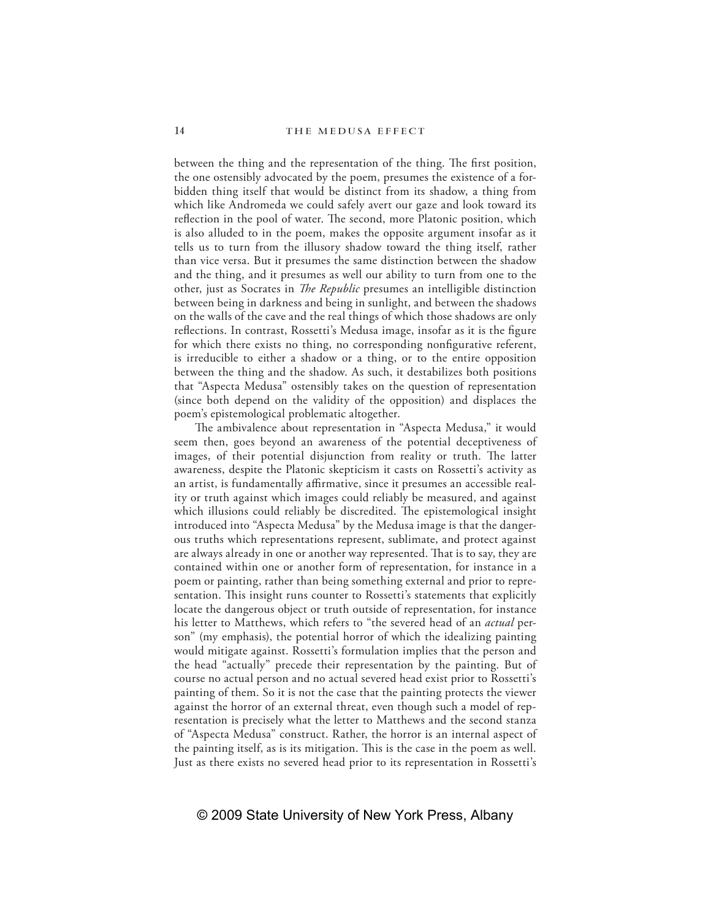between the thing and the representation of the thing. The first position, the one ostensibly advocated by the poem, presumes the existence of a forbidden thing itself that would be distinct from its shadow, a thing from which like Andromeda we could safely avert our gaze and look toward its reflection in the pool of water. The second, more Platonic position, which is also alluded to in the poem, makes the opposite argument insofar as it tells us to turn from the illusory shadow toward the thing itself, rather than vice versa. But it presumes the same distinction between the shadow and the thing, and it presumes as well our ability to turn from one to the other, just as Socrates in *The Republic* presumes an intelligible distinction between being in darkness and being in sunlight, and between the shadows on the walls of the cave and the real things of which those shadows are only reflections. In contrast, Rossetti's Medusa image, insofar as it is the figure for which there exists no thing, no corresponding nonfigurative referent, is irreducible to either a shadow or a thing, or to the entire opposition between the thing and the shadow. As such, it destabilizes both positions that "Aspecta Medusa" ostensibly takes on the question of representation (since both depend on the validity of the opposition) and displaces the poem's epistemological problematic altogether.

The ambivalence about representation in "Aspecta Medusa," it would seem then, goes beyond an awareness of the potential deceptiveness of images, of their potential disjunction from reality or truth. The latter awareness, despite the Platonic skepticism it casts on Rossetti's activity as an artist, is fundamentally affirmative, since it presumes an accessible reality or truth against which images could reliably be measured, and against which illusions could reliably be discredited. The epistemological insight introduced into "Aspecta Medusa" by the Medusa image is that the dangerous truths which representations represent, sublimate, and protect against are always already in one or another way represented. That is to say, they are contained within one or another form of representation, for instance in a poem or painting, rather than being something external and prior to representation. This insight runs counter to Rossetti's statements that explicitly locate the dangerous object or truth outside of representation, for instance his letter to Matthews, which refers to "the severed head of an *actual* person" (my emphasis), the potential horror of which the idealizing painting would mitigate against. Rossetti's formulation implies that the person and the head "actually" precede their representation by the painting. But of course no actual person and no actual severed head exist prior to Rossetti's painting of them. So it is not the case that the painting protects the viewer against the horror of an external threat, even though such a model of representation is precisely what the letter to Matthews and the second stanza of "Aspecta Medusa" construct. Rather, the horror is an internal aspect of the painting itself, as is its mitigation. This is the case in the poem as well. Just as there exists no severed head prior to its representation in Rossetti's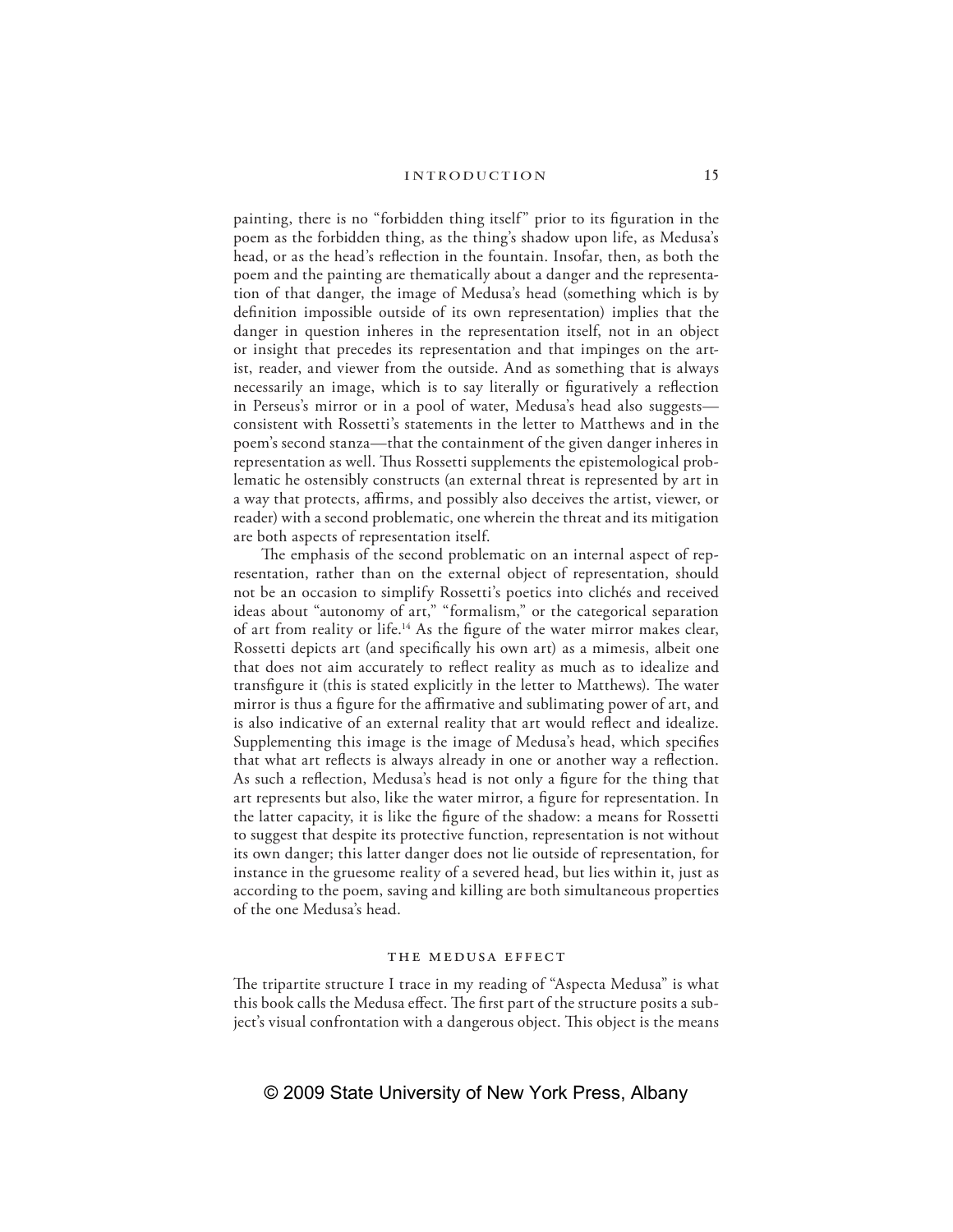painting, there is no "forbidden thing itself" prior to its figuration in the poem as the forbidden thing, as the thing's shadow upon life, as Medusa's head, or as the head's reflection in the fountain. Insofar, then, as both the poem and the painting are thematically about a danger and the representation of that danger, the image of Medusa's head (something which is by definition impossible outside of its own representation) implies that the danger in question inheres in the representation itself, not in an object or insight that precedes its representation and that impinges on the artist, reader, and viewer from the outside. And as something that is always necessarily an image, which is to say literally or figuratively a reflection in Perseus's mirror or in a pool of water, Medusa's head also suggests—consistent with Rossetti's statements in the letter to Matthews and in the poem's second stanza—that the containment of the given danger inheres in representation as well. Thus Rossetti supplements the epistemological problematic he ostensibly constructs (an external threat is represented by art in a way that protects, affirms, and possibly also deceives the artist, viewer, or reader) with a second problematic, one wherein the threat and its mitigation are both aspects of representation itself.

The emphasis of the second problematic on an internal aspect of representation, rather than on the external object of representation, should not be an occasion to simplify Rossetti's poetics into clichés and received ideas about "autonomy of art," "formalism," or the categorical separation of art from reality or life.[14] As the figure of the water mirror makes clear, Rossetti depicts art (and specifically his own art) as a mimesis, albeit one that does not aim accurately to reflect reality as much as to idealize and transfigure it (this is stated explicitly in the letter to Matthews). The water mirror is thus a figure for the affirmative and sublimating power of art, and is also indicative of an external reality that art would reflect and idealize. Supplementing this image is the image of Medusa's head, which specifies that what art reflects is always already in one or another way a reflection. As such a reflection, Medusa's head is not only a figure for the thing that art represents but also, like the water mirror, a figure for representation. In the latter capacity, it is like the figure of the shadow: a means for Rossetti to suggest that despite its protective function, representation is not without its own danger; this latter danger does not lie outside of representation, for instance in the gruesome reality of a severed head, but lies within it, just as according to the poem, saving and killing are both simultaneous properties of the one Medusa's head.

## THE MEDUSA EFFECT

The tripartite structure I trace in my reading of "Aspecta Medusa" is what this book calls the Medusa effect. The first part of the structure posits a subject's visual confrontation with a dangerous object. This object is the means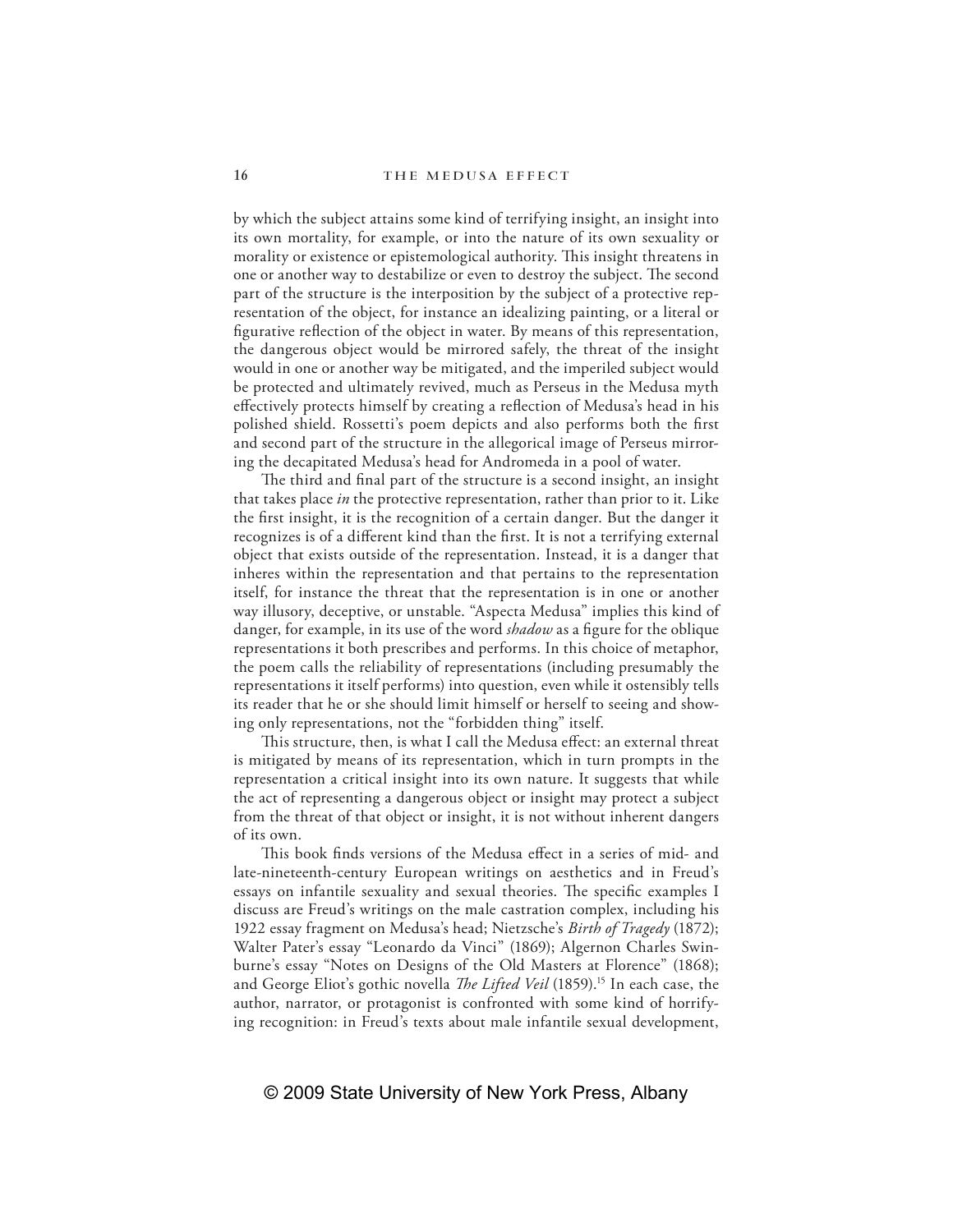by which the subject attains some kind of terrifying insight, an insight into its own mortality, for example, or into the nature of its own sexuality or morality or existence or epistemological authority. This insight threatens in one or another way to destabilize or even to destroy the subject. The second part of the structure is the interposition by the subject of a protective representation of the object, for instance an idealizing painting, or a literal or figurative reflection of the object in water. By means of this representation, the dangerous object would be mirrored safely, the threat of the insight would in one or another way be mitigated, and the imperiled subject would be protected and ultimately revived, much as Perseus in the Medusa myth effectively protects himself by creating a reflection of Medusa's head in his polished shield. Rossetti's poem depicts and also performs both the first and second part of the structure in the allegorical image of Perseus mirroring the decapitated Medusa's head for Andromeda in a pool of water.

The third and final part of the structure is a second insight, an insight that takes place *in* the protective representation, rather than prior to it. Like the first insight, it is the recognition of a certain danger. But the danger it recognizes is of a different kind than the first. It is not a terrifying external object that exists outside of the representation. Instead, it is a danger that inheres within the representation and that pertains to the representation itself, for instance the threat that the representation is in one or another way illusory, deceptive, or unstable. "Aspecta Medusa" implies this kind of danger, for example, in its use of the word *shadow* as a figure for the oblique representations it both prescribes and performs. In this choice of metaphor, the poem calls the reliability of representations (including presumably the representations it itself performs) into question, even while it ostensibly tells its reader that he or she should limit himself or herself to seeing and showing only representations, not the "forbidden thing" itself.

This structure, then, is what I call the Medusa effect: an external threat is mitigated by means of its representation, which in turn prompts in the representation a critical insight into its own nature. It suggests that while the act of representing a dangerous object or insight may protect a subject from the threat of that object or insight, it is not without inherent dangers of its own.

This book finds versions of the Medusa effect in a series of mid- and late-nineteenth-century European writings on aesthetics and in Freud's essays on infantile sexuality and sexual theories. The specific examples I discuss are Freud's writings on the male castration complex, including his 1922 essay fragment on Medusa's head; Nietzsche's *Birth of Tragedy* (1872); Walter Pater's essay "Leonardo da Vinci" (1869); Algernon Charles Swinburne's essay "Notes on Designs of the Old Masters at Florence" (1868); and George Eliot's gothic novella *The Lifted Veil* (1859).[15] In each case, the author, narrator, or protagonist is confronted with some kind of horrifying recognition: in Freud's texts about male infantile sexual development,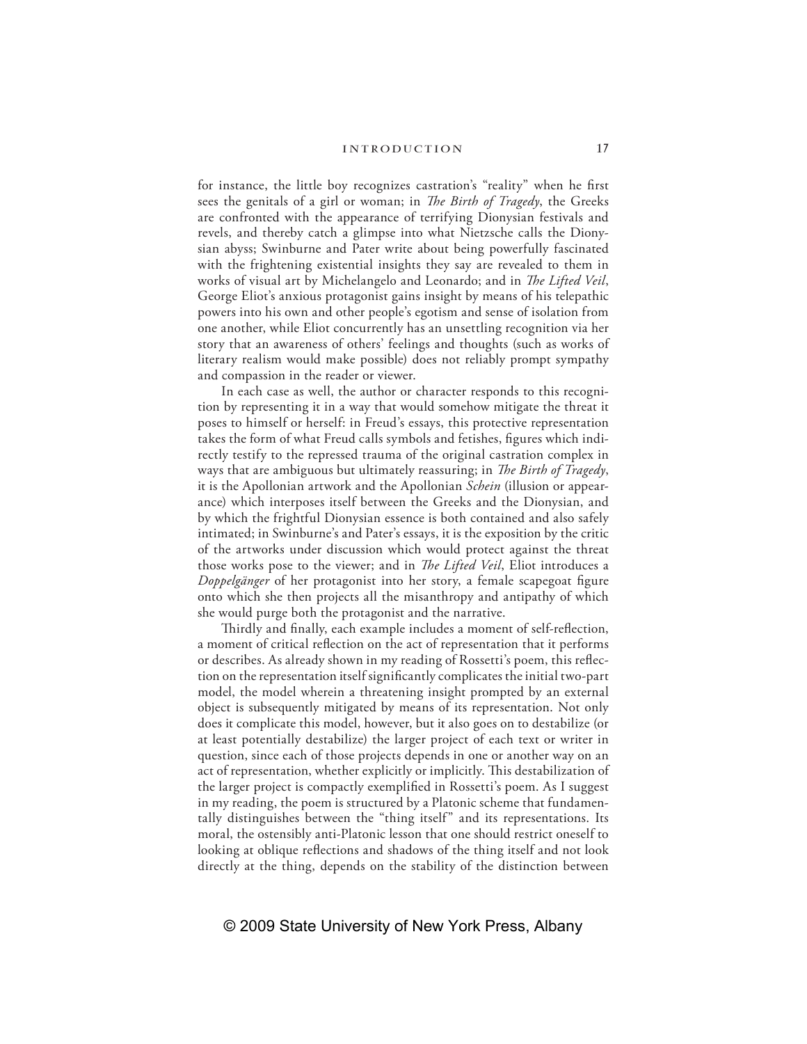for instance, the little boy recognizes castration's "reality" when he first sees the genitals of a girl or woman; in *The Birth of Tragedy*, the Greeks are confronted with the appearance of terrifying Dionysian festivals and revels, and thereby catch a glimpse into what Nietzsche calls the Dionysian abyss; Swinburne and Pater write about being powerfully fascinated with the frightening existential insights they say are revealed to them in works of visual art by Michelangelo and Leonardo; and in *The Lifted Veil*, George Eliot's anxious protagonist gains insight by means of his telepathic powers into his own and other people's egotism and sense of isolation from one another, while Eliot concurrently has an unsettling recognition via her story that an awareness of others' feelings and thoughts (such as works of literary realism would make possible) does not reliably prompt sympathy and compassion in the reader or viewer.

In each case as well, the author or character responds to this recognition by representing it in a way that would somehow mitigate the threat it poses to himself or herself: in Freud's essays, this protective representation takes the form of what Freud calls symbols and fetishes, figures which indirectly testify to the repressed trauma of the original castration complex in ways that are ambiguous but ultimately reassuring; in *The Birth of Tragedy*, it is the Apollonian artwork and the Apollonian *Schein* (illusion or appearance) which interposes itself between the Greeks and the Dionysian, and by which the frightful Dionysian essence is both contained and also safely intimated; in Swinburne's and Pater's essays, it is the exposition by the critic of the artworks under discussion which would protect against the threat those works pose to the viewer; and in *The Lifted Veil*, Eliot introduces a *Doppelgänger* of her protagonist into her story, a female scapegoat figure onto which she then projects all the misanthropy and antipathy of which she would purge both the protagonist and the narrative.

Thirdly and finally, each example includes a moment of self-reflection, a moment of critical reflection on the act of representation that it performs or describes. As already shown in my reading of Rossetti's poem, this reflection on the representation itself significantly complicates the initial two-part model, the model wherein a threatening insight prompted by an external object is subsequently mitigated by means of its representation. Not only does it complicate this model, however, but it also goes on to destabilize (or at least potentially destabilize) the larger project of each text or writer in question, since each of those projects depends in one or another way on an act of representation, whether explicitly or implicitly. This destabilization of the larger project is compactly exemplified in Rossetti's poem. As I suggest in my reading, the poem is structured by a Platonic scheme that fundamentally distinguishes between the "thing itself" and its representations. Its moral, the ostensibly anti-Platonic lesson that one should restrict oneself to looking at oblique reflections and shadows of the thing itself and not look directly at the thing, depends on the stability of the distinction between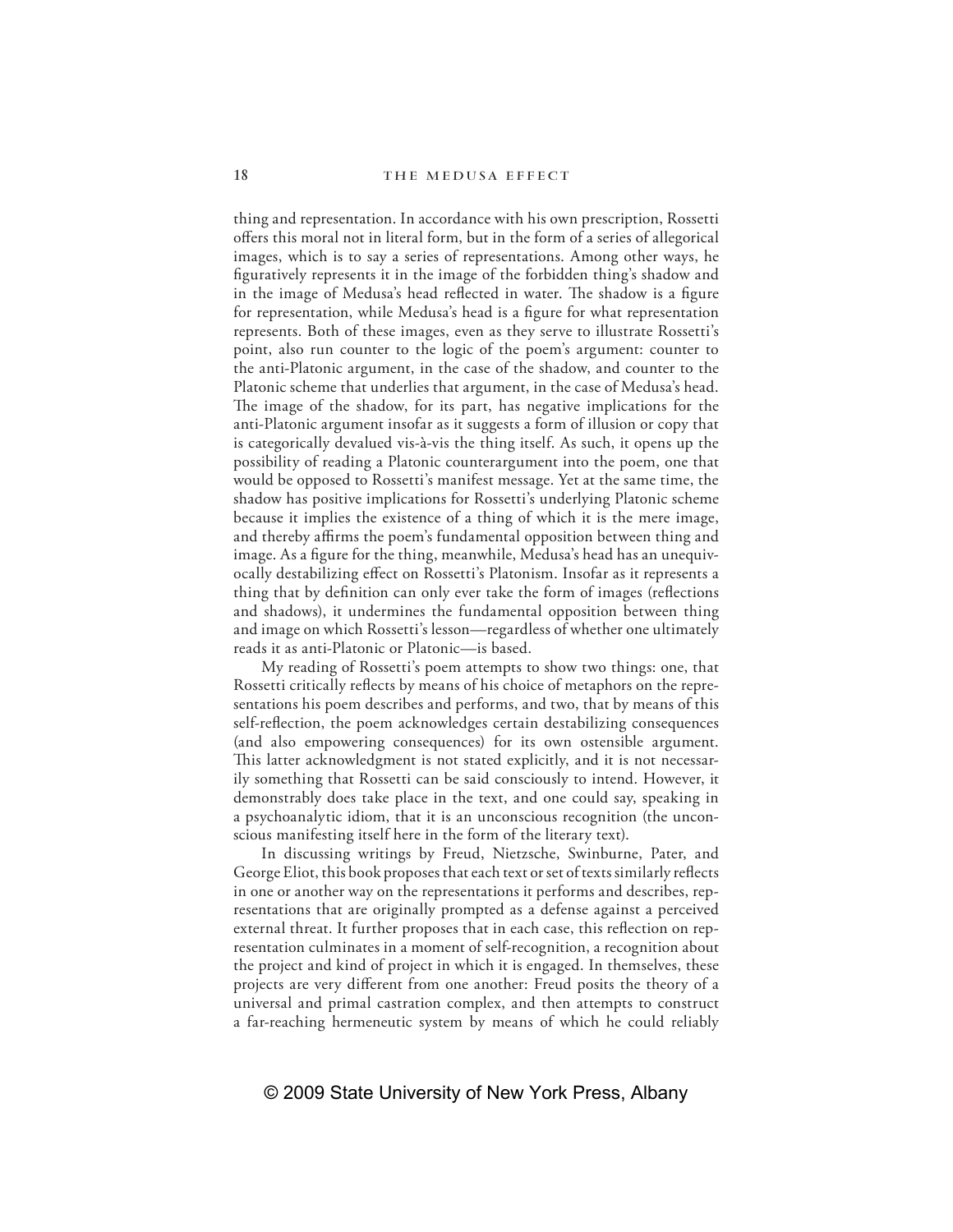thing and representation. In accordance with his own prescription, Rossetti offers this moral not in literal form, but in the form of a series of allegorical images, which is to say a series of representations. Among other ways, he figuratively represents it in the image of the forbidden thing's shadow and in the image of Medusa's head reflected in water. The shadow is a figure for representation, while Medusa's head is a figure for what representation represents. Both of these images, even as they serve to illustrate Rossetti's point, also run counter to the logic of the poem's argument: counter to the anti-Platonic argument, in the case of the shadow, and counter to the Platonic scheme that underlies that argument, in the case of Medusa's head. The image of the shadow, for its part, has negative implications for the anti-Platonic argument insofar as it suggests a form of illusion or copy that is categorically devalued vis-à-vis the thing itself. As such, it opens up the possibility of reading a Platonic counterargument into the poem, one that would be opposed to Rossetti's manifest message. Yet at the same time, the shadow has positive implications for Rossetti's underlying Platonic scheme because it implies the existence of a thing of which it is the mere image, and thereby affirms the poem's fundamental opposition between thing and image. As a figure for the thing, meanwhile, Medusa's head has an unequivocally destabilizing effect on Rossetti's Platonism. Insofar as it represents a thing that by definition can only ever take the form of images (reflections and shadows), it undermines the fundamental opposition between thing and image on which Rossetti's lesson—regardless of whether one ultimately reads it as anti-Platonic or Platonic—is based.

My reading of Rossetti's poem attempts to show two things: one, that Rossetti critically reflects by means of his choice of metaphors on the representations his poem describes and performs, and two, that by means of this self-reflection, the poem acknowledges certain destabilizing consequences (and also empowering consequences) for its own ostensible argument. This latter acknowledgment is not stated explicitly, and it is not necessarily something that Rossetti can be said consciously to intend. However, it demonstrably does take place in the text, and one could say, speaking in a psychoanalytic idiom, that it is an unconscious recognition (the unconscious manifesting itself here in the form of the literary text).

In discussing writings by Freud, Nietzsche, Swinburne, Pater, and George Eliot, this book proposes that each text or set of texts similarly reflects in one or another way on the representations it performs and describes, representations that are originally prompted as a defense against a perceived external threat. It further proposes that in each case, this reflection on representation culminates in a moment of self-recognition, a recognition about the project and kind of project in which it is engaged. In themselves, these projects are very different from one another: Freud posits the theory of a universal and primal castration complex, and then attempts to construct a far-reaching hermeneutic system by means of which he could reliably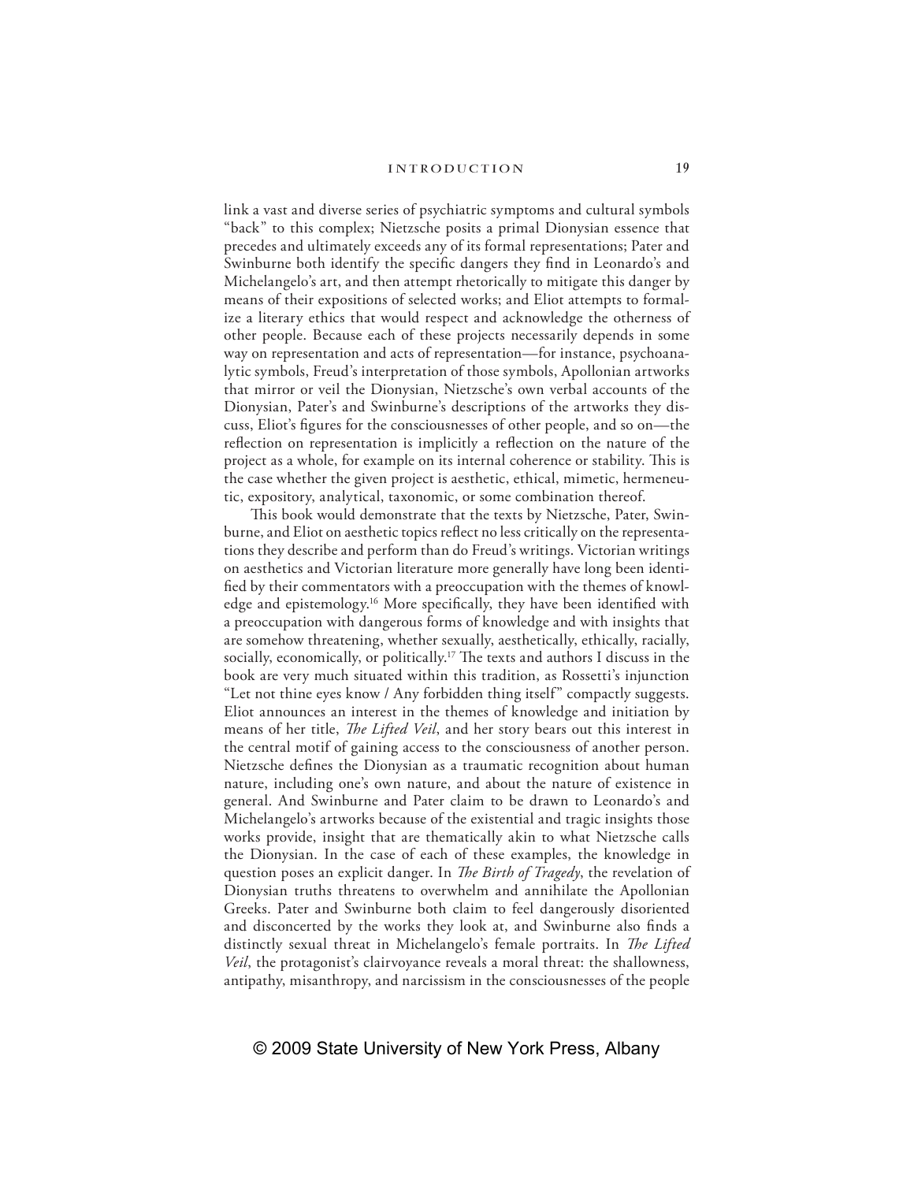link a vast and diverse series of psychiatric symptoms and cultural symbols "back" to this complex; Nietzsche posits a primal Dionysian essence that precedes and ultimately exceeds any of its formal representations; Pater and Swinburne both identify the specific dangers they find in Leonardo's and Michelangelo's art, and then attempt rhetorically to mitigate this danger by means of their expositions of selected works; and Eliot attempts to formalize a literary ethics that would respect and acknowledge the otherness of other people. Because each of these projects necessarily depends in some way on representation and acts of representation—for instance, psychoanalytic symbols, Freud's interpretation of those symbols, Apollonian artworks that mirror or veil the Dionysian, Nietzsche's own verbal accounts of the Dionysian, Pater's and Swinburne's descriptions of the artworks they discuss, Eliot's figures for the consciousnesses of other people, and so on—the reflection on representation is implicitly a reflection on the nature of the project as a whole, for example on its internal coherence or stability. This is the case whether the given project is aesthetic, ethical, mimetic, hermeneutic, expository, analytical, taxonomic, or some combination thereof.

This book would demonstrate that the texts by Nietzsche, Pater, Swinburne, and Eliot on aesthetic topics reflect no less critically on the representations they describe and perform than do Freud's writings. Victorian writings on aesthetics and Victorian literature more generally have long been identified by their commentators with a preoccupation with the themes of knowledge and epistemology.[16] More specifically, they have been identified with a preoccupation with dangerous forms of knowledge and with insights that are somehow threatening, whether sexually, aesthetically, ethically, racially, socially, economically, or politically.[17] The texts and authors I discuss in the book are very much situated within this tradition, as Rossetti's injunction "Let not thine eyes know / Any forbidden thing itself" compactly suggests. Eliot announces an interest in the themes of knowledge and initiation by means of her title, *The Lifted Veil*, and her story bears out this interest in the central motif of gaining access to the consciousness of another person. Nietzsche defines the Dionysian as a traumatic recognition about human nature, including one's own nature, and about the nature of existence in general. And Swinburne and Pater claim to be drawn to Leonardo's and Michelangelo's artworks because of the existential and tragic insights those works provide, insight that are thematically akin to what Nietzsche calls the Dionysian. In the case of each of these examples, the knowledge in question poses an explicit danger. In *The Birth of Tragedy*, the revelation of Dionysian truths threatens to overwhelm and annihilate the Apollonian Greeks. Pater and Swinburne both claim to feel dangerously disoriented and disconcerted by the works they look at, and Swinburne also finds a distinctly sexual threat in Michelangelo's female portraits. In *The Lifted Veil*, the protagonist's clairvoyance reveals a moral threat: the shallowness, antipathy, misanthropy, and narcissism in the consciousnesses of the people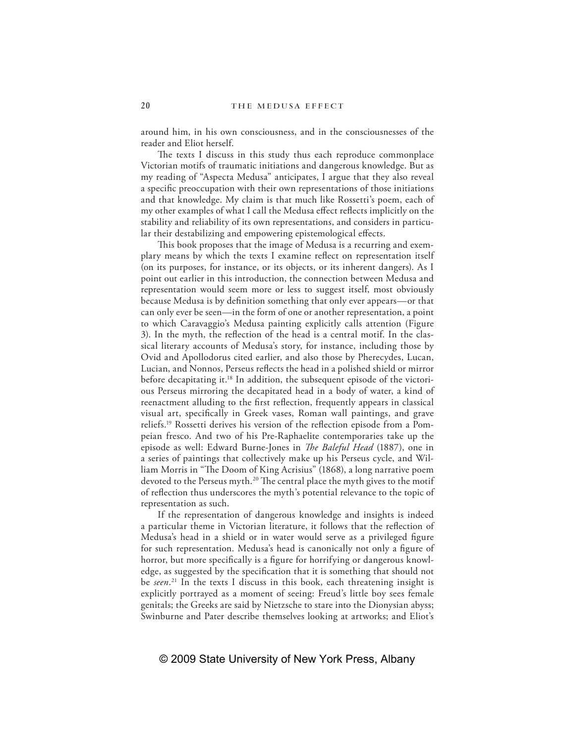around him, in his own consciousness, and in the consciousnesses of the reader and Eliot herself.

The texts I discuss in this study thus each reproduce commonplace Victorian motifs of traumatic initiations and dangerous knowledge. But as my reading of "Aspecta Medusa" anticipates, I argue that they also reveal a specific preoccupation with their own representations of those initiations and that knowledge. My claim is that much like Rossetti's poem, each of my other examples of what I call the Medusa effect reflects implicitly on the stability and reliability of its own representations, and considers in particular their destabilizing and empowering epistemological effects.

This book proposes that the image of Medusa is a recurring and exemplary means by which the texts I examine reflect on representation itself (on its purposes, for instance, or its objects, or its inherent dangers). As I point out earlier in this introduction, the connection between Medusa and representation would seem more or less to suggest itself, most obviously because Medusa is by definition something that only ever appears—or that can only ever be seen—in the form of one or another representation, a point to which Caravaggio's Medusa painting explicitly calls attention (Figure 3). In the myth, the reflection of the head is a central motif. In the classical literary accounts of Medusa's story, for instance, including those by Ovid and Apollodorus cited earlier, and also those by Pherecydes, Lucan, Lucian, and Nonnos, Perseus reflects the head in a polished shield or mirror before decapitating it.[18] In addition, the subsequent episode of the victorious Perseus mirroring the decapitated head in a body of water, a kind of reenactment alluding to the first reflection, frequently appears in classical visual art, specifically in Greek vases, Roman wall paintings, and grave reliefs.[19] Rossetti derives his version of the reflection episode from a Pompeian fresco. And two of his Pre-Raphaelite contemporaries take up the episode as well: Edward Burne-Jones in *The Baleful Head* (1887), one in a series of paintings that collectively make up his Perseus cycle, and William Morris in "The Doom of King Acrisius" (1868), a long narrative poem devoted to the Perseus myth.[20] The central place the myth gives to the motif of reflection thus underscores the myth's potential relevance to the topic of representation as such.

If the representation of dangerous knowledge and insights is indeed a particular theme in Victorian literature, it follows that the reflection of Medusa's head in a shield or in water would serve as a privileged figure for such representation. Medusa's head is canonically not only a figure of horror, but more specifically is a figure for horrifying or dangerous knowledge, as suggested by the specification that it is something that should not be *seen*.[21] In the texts I discuss in this book, each threatening insight is explicitly portrayed as a moment of seeing: Freud's little boy sees female genitals; the Greeks are said by Nietzsche to stare into the Dionysian abyss; Swinburne and Pater describe themselves looking at artworks; and Eliot's